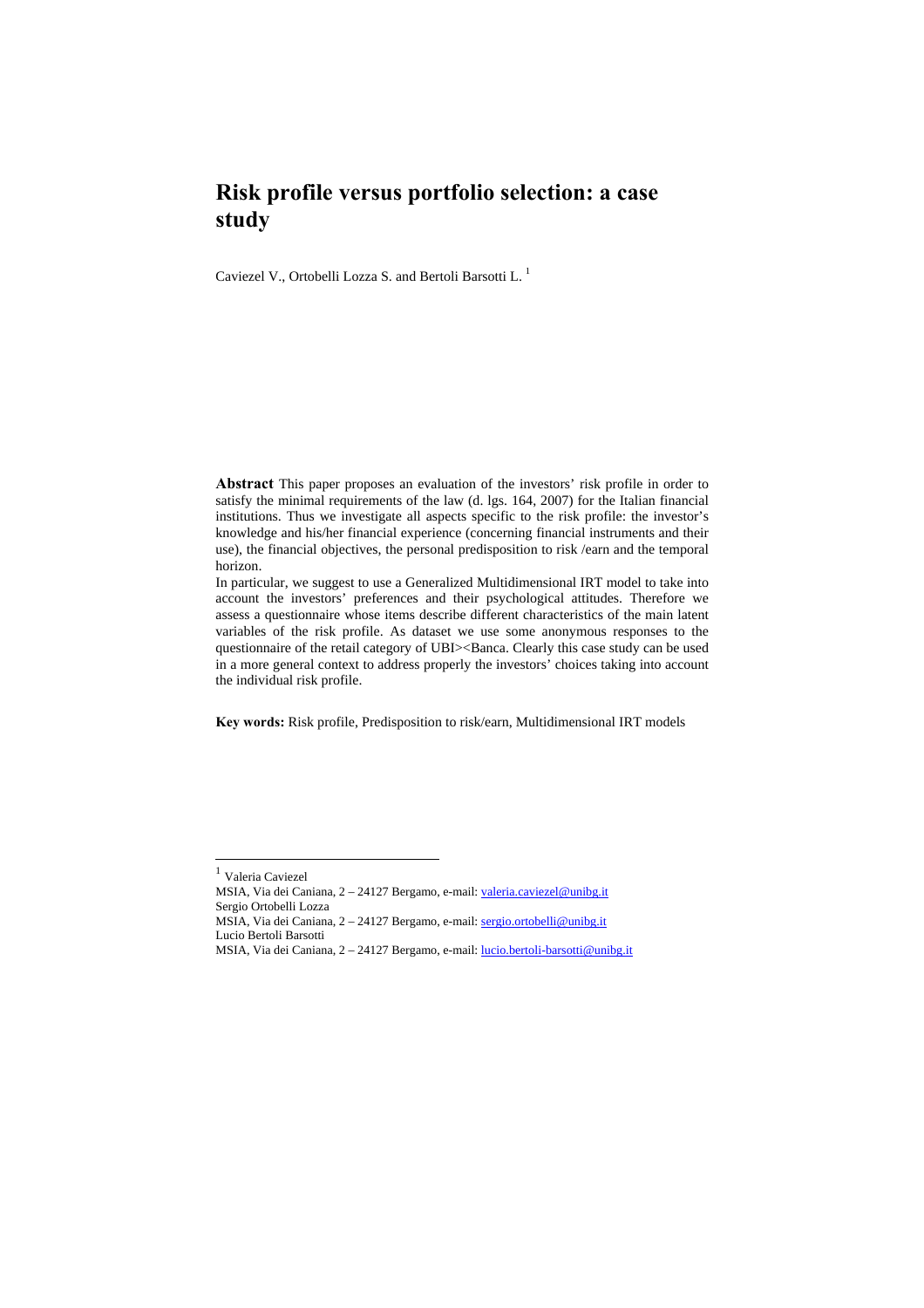# Risk profile versus portfolio selection: a case study

Caviezel V., Ortobelli Lozza S. and Bertoli Barsotti L. [1]

**Abstract** This paper proposes an evaluation of the investors' risk profile in order to satisfy the minimal requirements of the law (d. lgs. 164, 2007) for the Italian financial institutions. Thus we investigate all aspects specific to the risk profile: the investor's knowledge and his/her financial experience (concerning financial instruments and their use), the financial objectives, the personal predisposition to risk /earn and the temporal horizon.

In particular, we suggest to use a Generalized Multidimensional IRT model to take into account the investors' preferences and their psychological attitudes. Therefore we assess a questionnaire whose items describe different characteristics of the main latent variables of the risk profile. As dataset we use some anonymous responses to the questionnaire of the retail category of UBI><Banca. Clearly this case study can be used in a more general context to address properly the investors' choices taking into account the individual risk profile.

**Key words:** Risk profile, Predisposition to risk/earn, Multidimensional IRT models

---

[1] Valeria Caviezel
MSIA, Via dei Caniana, 2 – 24127 Bergamo, e-mail: valeria.caviezel@unibg.it
Sergio Ortobelli Lozza
MSIA, Via dei Caniana, 2 – 24127 Bergamo, e-mail: sergio.ortobelli@unibg.it
Lucio Bertoli Barsotti
MSIA, Via dei Caniana, 2 – 24127 Bergamo, e-mail: lucio.bertoli-barsotti@unibg.it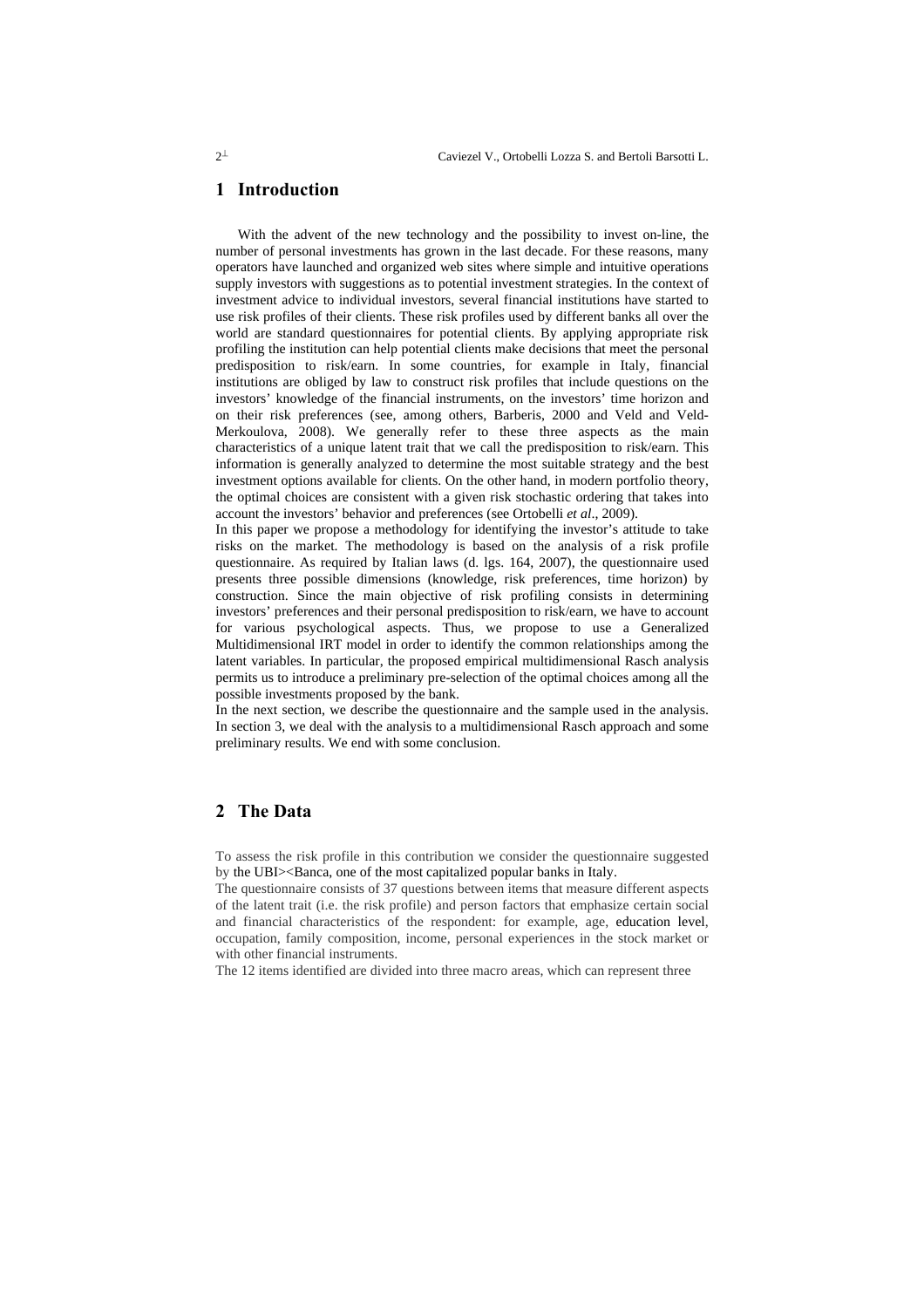## 1 Introduction

With the advent of the new technology and the possibility to invest on-line, the number of personal investments has grown in the last decade. For these reasons, many operators have launched and organized web sites where simple and intuitive operations supply investors with suggestions as to potential investment strategies. In the context of investment advice to individual investors, several financial institutions have started to use risk profiles of their clients. These risk profiles used by different banks all over the world are standard questionnaires for potential clients. By applying appropriate risk profiling the institution can help potential clients make decisions that meet the personal predisposition to risk/earn. In some countries, for example in Italy, financial institutions are obliged by law to construct risk profiles that include questions on the investors' knowledge of the financial instruments, on the investors' time horizon and on their risk preferences (see, among others, Barberis, 2000 and Veld and Veld-Merkoulova, 2008). We generally refer to these three aspects as the main characteristics of a unique latent trait that we call the predisposition to risk/earn. This information is generally analyzed to determine the most suitable strategy and the best investment options available for clients. On the other hand, in modern portfolio theory, the optimal choices are consistent with a given risk stochastic ordering that takes into account the investors' behavior and preferences (see Ortobelli *et al*., 2009).

In this paper we propose a methodology for identifying the investor's attitude to take risks on the market. The methodology is based on the analysis of a risk profile questionnaire. As required by Italian laws (d. lgs. 164, 2007), the questionnaire used presents three possible dimensions (knowledge, risk preferences, time horizon) by construction. Since the main objective of risk profiling consists in determining investors' preferences and their personal predisposition to risk/earn, we have to account for various psychological aspects. Thus, we propose to use a Generalized Multidimensional IRT model in order to identify the common relationships among the latent variables. In particular, the proposed empirical multidimensional Rasch analysis permits us to introduce a preliminary pre-selection of the optimal choices among all the possible investments proposed by the bank.

In the next section, we describe the questionnaire and the sample used in the analysis. In section 3, we deal with the analysis to a multidimensional Rasch approach and some preliminary results. We end with some conclusion.

## 2 The Data

To assess the risk profile in this contribution we consider the questionnaire suggested by the UBI><Banca, one of the most capitalized popular banks in Italy.

The questionnaire consists of 37 questions between items that measure different aspects of the latent trait (i.e. the risk profile) and person factors that emphasize certain social and financial characteristics of the respondent: for example, age, education level, occupation, family composition, income, personal experiences in the stock market or with other financial instruments.

The 12 items identified are divided into three macro areas, which can represent three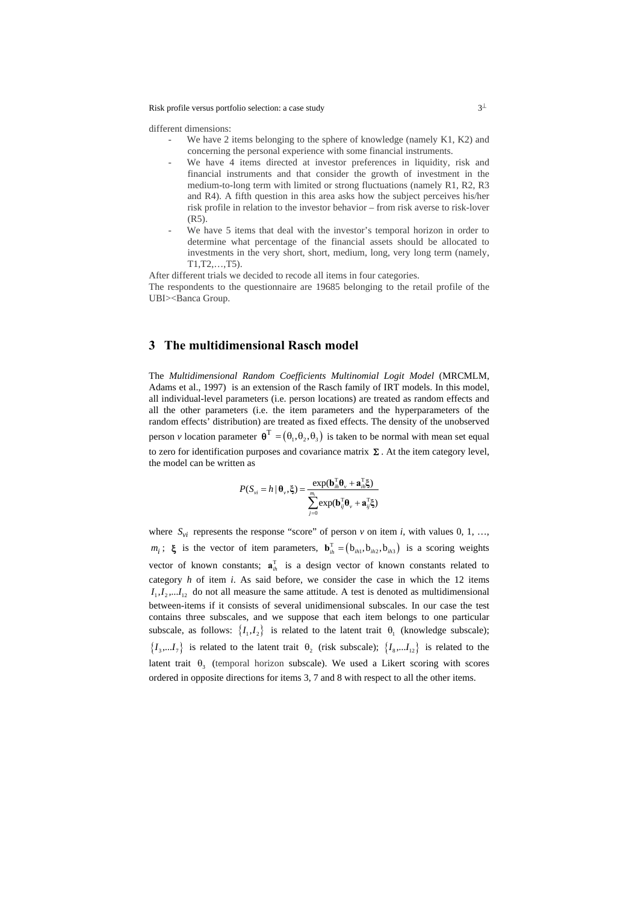different dimensions:

- We have 2 items belonging to the sphere of knowledge (namely K1, K2) and concerning the personal experience with some financial instruments.
- We have 4 items directed at investor preferences in liquidity, risk and financial instruments and that consider the growth of investment in the medium-to-long term with limited or strong fluctuations (namely R1, R2, R3 and R4). A fifth question in this area asks how the subject perceives his/her risk profile in relation to the investor behavior – from risk averse to risk-lover (R5).
- We have 5 items that deal with the investor's temporal horizon in order to determine what percentage of the financial assets should be allocated to investments in the very short, short, medium, long, very long term (namely, T1,T2,…,T5).

After different trials we decided to recode all items in four categories.

The respondents to the questionnaire are 19685 belonging to the retail profile of the UBI><Banca Group.

## 3 The multidimensional Rasch model

The *Multidimensional Random Coefficients Multinomial Logit Model* (MRCMLM, Adams et al., 1997) is an extension of the Rasch family of IRT models. In this model, all individual-level parameters (i.e. person locations) are treated as random effects and all the other parameters (i.e. the item parameters and the hyperparameters of the random effects' distribution) are treated as fixed effects. The density of the unobserved person *v* location parameter $\boldsymbol{\theta}^{\mathrm{T}} = (\theta_1, \theta_2, \theta_3)$ is taken to be normal with mean set equal to zero for identification purposes and covariance matrix $\boldsymbol{\Sigma}$. At the item category level, the model can be written as

$$P(S_{vi} = h \mid \boldsymbol{\theta}_v, \boldsymbol{\xi}) = \frac{\exp(\mathbf{b}_{ih}^{\mathrm{T}}\boldsymbol{\theta}_v + \mathbf{a}_{ih}^{\mathrm{T}}\boldsymbol{\xi})}{\sum_{j=0}^{m_i}\exp(\mathbf{b}_{ij}^{\mathrm{T}}\boldsymbol{\theta}_v + \mathbf{a}_{ij}^{\mathrm{T}}\boldsymbol{\xi})}$$

where $S_{vi}$ represents the response "score" of person *v* on item *i*, with values 0, 1, …, $m_i$; $\boldsymbol{\xi}$ is the vector of item parameters, $\mathbf{b}_{ih}^{\mathrm{T}} = (b_{ih1}, b_{ih2}, b_{ih3})$ is a scoring weights vector of known constants; $\mathbf{a}_{ih}^{\mathrm{T}}$ is a design vector of known constants related to category *h* of item *i*. As said before, we consider the case in which the 12 items $I_1, I_2, \ldots I_{12}$ do not all measure the same attitude. A test is denoted as multidimensional between-items if it consists of several unidimensional subscales. In our case the test contains three subscales, and we suppose that each item belongs to one particular subscale, as follows: $\{I_1, I_2\}$ is related to the latent trait $\theta_1$ (knowledge subscale); $\{I_3, \ldots I_7\}$ is related to the latent trait $\theta_2$ (risk subscale); $\{I_8, \ldots I_{12}\}$ is related to the latent trait $\theta_3$ (temporal horizon subscale). We used a Likert scoring with scores ordered in opposite directions for items 3, 7 and 8 with respect to all the other items.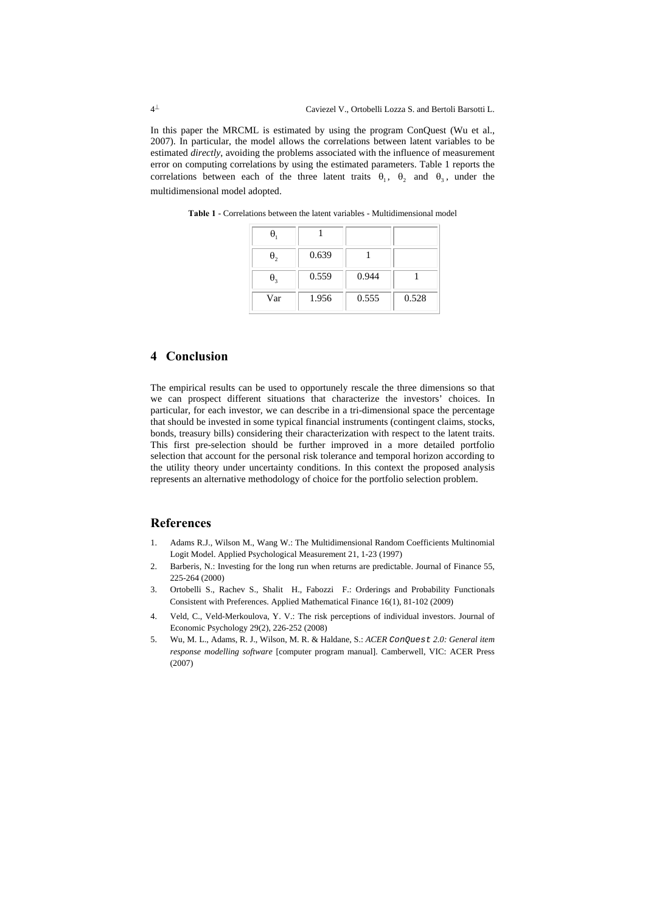In this paper the MRCML is estimated by using the program ConQuest (Wu et al., 2007). In particular, the model allows the correlations between latent variables to be estimated *directly*, avoiding the problems associated with the influence of measurement error on computing correlations by using the estimated parameters. Table 1 reports the correlations between each of the three latent traits $\theta_1$, $\theta_2$ and $\theta_3$, under the multidimensional model adopted.

**Table 1** - Correlations between the latent variables - Multidimensional model

| | | | |
|---|---|---|---|
| $\theta_1$ | 1 | | |
| $\theta_2$ | 0.639 | 1 | |
| $\theta_3$ | 0.559 | 0.944 | 1 |
| Var | 1.956 | 0.555 | 0.528 |

## 4 Conclusion

The empirical results can be used to opportunely rescale the three dimensions so that we can prospect different situations that characterize the investors' choices. In particular, for each investor, we can describe in a tri-dimensional space the percentage that should be invested in some typical financial instruments (contingent claims, stocks, bonds, treasury bills) considering their characterization with respect to the latent traits. This first pre-selection should be further improved in a more detailed portfolio selection that account for the personal risk tolerance and temporal horizon according to the utility theory under uncertainty conditions. In this context the proposed analysis represents an alternative methodology of choice for the portfolio selection problem.

## References

1. Adams R.J., Wilson M., Wang W.: The Multidimensional Random Coefficients Multinomial Logit Model. Applied Psychological Measurement 21, 1-23 (1997)
2. Barberis, N.: Investing for the long run when returns are predictable. Journal of Finance 55, 225-264 (2000)
3. Ortobelli S., Rachev S., Shalit H., Fabozzi F.: Orderings and Probability Functionals Consistent with Preferences. Applied Mathematical Finance 16(1), 81-102 (2009)
4. Veld, C., Veld-Merkoulova, Y. V.: The risk perceptions of individual investors. Journal of Economic Psychology 29(2), 226-252 (2008)
5. Wu, M. L., Adams, R. J., Wilson, M. R. & Haldane, S.: *ACER ConQuest 2.0: General item response modelling software* [computer program manual]. Camberwell, VIC: ACER Press (2007)